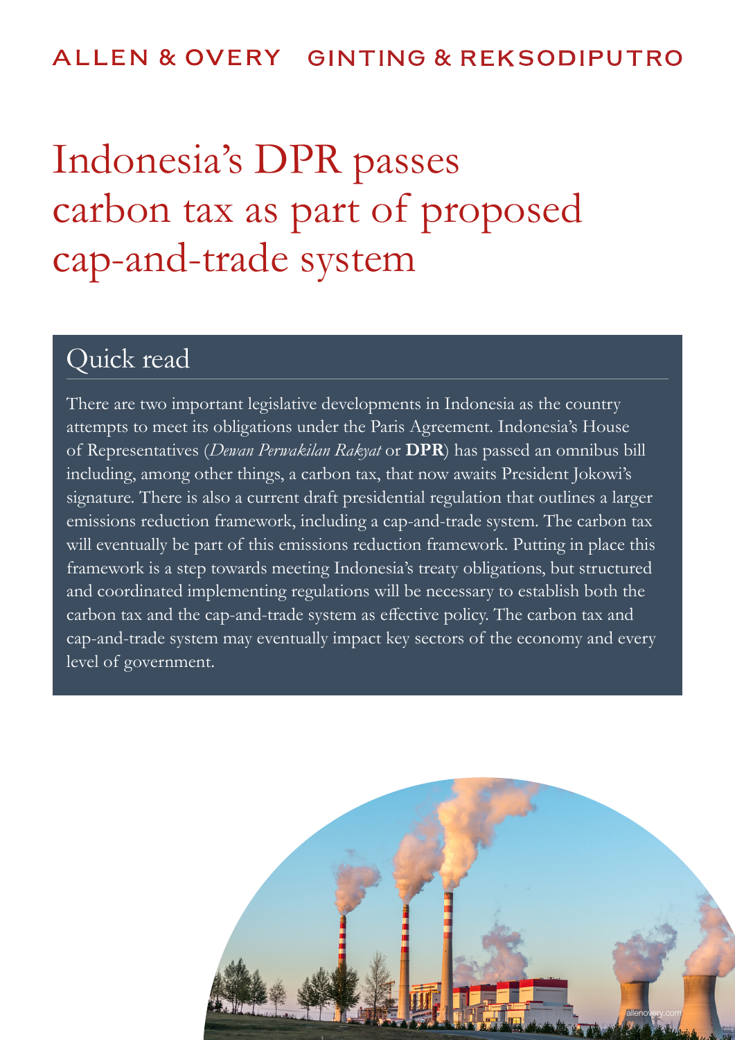ALLEN & OVERY GINTING & REKSODIPUTRO

# Indonesia's DPR passes carbon tax as part of proposed cap-and-trade system

## Quick read

There are two important legislative developments in Indonesia as the country attempts to meet its obligations under the Paris Agreement. Indonesia's House of Representatives (*Dewan Perwakilan Rakyat* or **DPR**) has passed an omnibus bill including, among other things, a carbon tax, that now awaits President Jokowi's signature. There is also a current draft presidential regulation that outlines a larger emissions reduction framework, including a cap-and-trade system. The carbon tax will eventually be part of this emissions reduction framework. Putting in place this framework is a step towards meeting Indonesia's treaty obligations, but structured and coordinated implementing regulations will be necessary to establish both the carbon tax and the cap-and-trade system as effective policy. The carbon tax and cap-and-trade system may eventually impact key sectors of the economy and every level of government.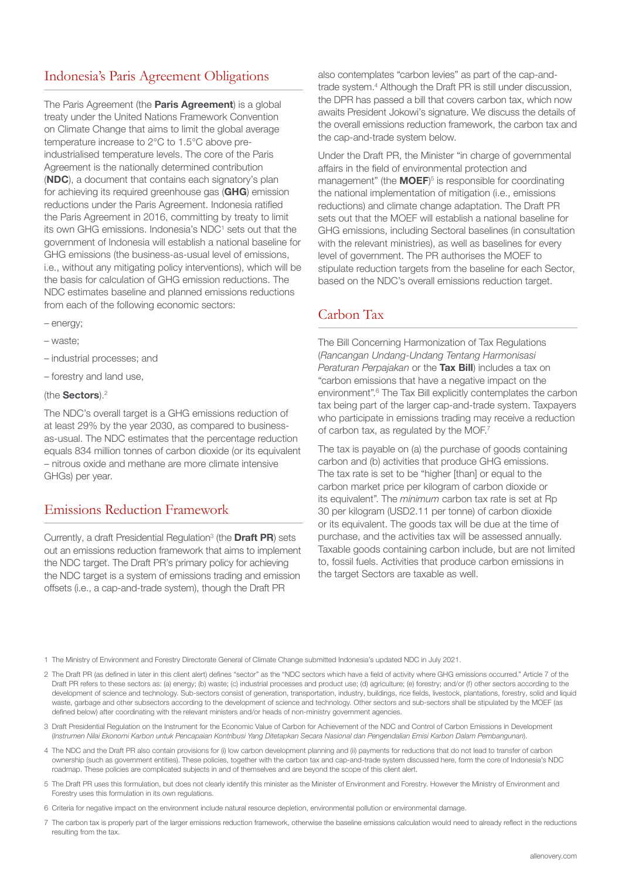## Indonesia's Paris Agreement Obligations

The Paris Agreement (the **Paris Agreement**) is a global treaty under the United Nations Framework Convention on Climate Change that aims to limit the global average temperature increase to 2°C to 1.5°C above pre-industrialised temperature levels. The core of the Paris Agreement is the nationally determined contribution (**NDC**), a document that contains each signatory's plan for achieving its required greenhouse gas (**GHG**) emission reductions under the Paris Agreement. Indonesia ratified the Paris Agreement in 2016, committing by treaty to limit its own GHG emissions. Indonesia's NDC[1] sets out that the government of Indonesia will establish a national baseline for GHG emissions (the business-as-usual level of emissions, i.e., without any mitigating policy interventions), which will be the basis for calculation of GHG emission reductions. The NDC estimates baseline and planned emissions reductions from each of the following economic sectors:

– energy;

– waste;

– industrial processes; and

– forestry and land use,

(the **Sectors**).[2]

The NDC's overall target is a GHG emissions reduction of at least 29% by the year 2030, as compared to business-as-usual. The NDC estimates that the percentage reduction equals 834 million tonnes of carbon dioxide (or its equivalent – nitrous oxide and methane are more climate intensive GHGs) per year.

## Emissions Reduction Framework

Currently, a draft Presidential Regulation[3] (the **Draft PR**) sets out an emissions reduction framework that aims to implement the NDC target. The Draft PR's primary policy for achieving the NDC target is a system of emissions trading and emission offsets (i.e., a cap-and-trade system), though the Draft PR also contemplates "carbon levies" as part of the cap-and-trade system.[4] Although the Draft PR is still under discussion, the DPR has passed a bill that covers carbon tax, which now awaits President Jokowi's signature. We discuss the details of the overall emissions reduction framework, the carbon tax and the cap-and-trade system below.

Under the Draft PR, the Minister "in charge of governmental affairs in the field of environmental protection and management" (the **MOEF**)[5] is responsible for coordinating the national implementation of mitigation (i.e., emissions reductions) and climate change adaptation. The Draft PR sets out that the MOEF will establish a national baseline for GHG emissions, including Sectoral baselines (in consultation with the relevant ministries), as well as baselines for every level of government. The PR authorises the MOEF to stipulate reduction targets from the baseline for each Sector, based on the NDC's overall emissions reduction target.

## Carbon Tax

The Bill Concerning Harmonization of Tax Regulations (*Rancangan Undang-Undang Tentang Harmonisasi Peraturan Perpajakan* or the **Tax Bill**) includes a tax on "carbon emissions that have a negative impact on the environment".[6] The Tax Bill explicitly contemplates the carbon tax being part of the larger cap-and-trade system. Taxpayers who participate in emissions trading may receive a reduction of carbon tax, as regulated by the MOF.[7]

The tax is payable on (a) the purchase of goods containing carbon and (b) activities that produce GHG emissions. The tax rate is set to be "higher [than] or equal to the carbon market price per kilogram of carbon dioxide or its equivalent". The *minimum* carbon tax rate is set at Rp 30 per kilogram (USD2.11 per tonne) of carbon dioxide or its equivalent. The goods tax will be due at the time of purchase, and the activities tax will be assessed annually. Taxable goods containing carbon include, but are not limited to, fossil fuels. Activities that produce carbon emissions in the target Sectors are taxable as well.

---

1 The Ministry of Environment and Forestry Directorate General of Climate Change submitted Indonesia's updated NDC in July 2021.

2 The Draft PR (as defined in later in this client alert) defines "sector" as the "NDC sectors which have a field of activity where GHG emissions occurred." Article 7 of the Draft PR refers to these sectors as: (a) energy; (b) waste; (c) industrial processes and product use; (d) agriculture; (e) forestry; and/or (f) other sectors according to the development of science and technology. Sub-sectors consist of generation, transportation, industry, buildings, rice fields, livestock, plantations, forestry, solid and liquid waste, garbage and other subsectors according to the development of science and technology. Other sectors and sub-sectors shall be stipulated by the MOEF (as defined below) after coordinating with the relevant ministers and/or heads of non-ministry government agencies.

3 Draft Presidential Regulation on the Instrument for the Economic Value of Carbon for Achievement of the NDC and Control of Carbon Emissions in Development (*Instrumen Nilai Ekonomi Karbon untuk Pencapaian Kontribusi Yang Ditetapkan Secara Nasional dan Pengendalian Emisi Karbon Dalam Pembangunan*).

4 The NDC and the Draft PR also contain provisions for (i) low carbon development planning and (ii) payments for reductions that do not lead to transfer of carbon ownership (such as government entities). These policies, together with the carbon tax and cap-and-trade system discussed here, form the core of Indonesia's NDC roadmap. These policies are complicated subjects in and of themselves and are beyond the scope of this client alert.

5 The Draft PR uses this formulation, but does not clearly identify this minister as the Minister of Environment and Forestry. However the Ministry of Environment and Forestry uses this formulation in its own regulations.

6 Criteria for negative impact on the environment include natural resource depletion, environmental pollution or environmental damage.

7 The carbon tax is properly part of the larger emissions reduction framework, otherwise the baseline emissions calculation would need to already reflect in the reductions resulting from the tax.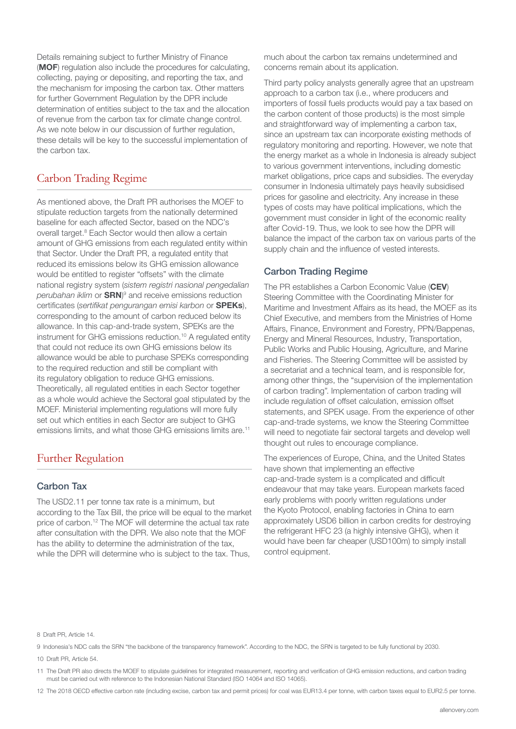Details remaining subject to further Ministry of Finance (**MOF**) regulation also include the procedures for calculating, collecting, paying or depositing, and reporting the tax, and the mechanism for imposing the carbon tax. Other matters for further Government Regulation by the DPR include determination of entities subject to the tax and the allocation of revenue from the carbon tax for climate change control. As we note below in our discussion of further regulation, these details will be key to the successful implementation of the carbon tax.

## Carbon Trading Regime

As mentioned above, the Draft PR authorises the MOEF to stipulate reduction targets from the nationally determined baseline for each affected Sector, based on the NDC's overall target.[8] Each Sector would then allow a certain amount of GHG emissions from each regulated entity within that Sector. Under the Draft PR, a regulated entity that reduced its emissions below its GHG emission allowance would be entitled to register "offsets" with the climate national registry system (*sistem registri nasional pengedalian perubahan iklim* or **SRN**)[9] and receive emissions reduction certificates (*sertifikat pengurangan emisi karbon* or **SPEKs**), corresponding to the amount of carbon reduced below its allowance. In this cap-and-trade system, SPEKs are the instrument for GHG emissions reduction.[10] A regulated entity that could not reduce its own GHG emissions below its allowance would be able to purchase SPEKs corresponding to the required reduction and still be compliant with its regulatory obligation to reduce GHG emissions. Theoretically, all regulated entities in each Sector together as a whole would achieve the Sectoral goal stipulated by the MOEF. Ministerial implementing regulations will more fully set out which entities in each Sector are subject to GHG emissions limits, and what those GHG emissions limits are.[11]

## Further Regulation

### Carbon Tax

The USD2.11 per tonne tax rate is a minimum, but according to the Tax Bill, the price will be equal to the market price of carbon.[12] The MOF will determine the actual tax rate after consultation with the DPR. We also note that the MOF has the ability to determine the administration of the tax, while the DPR will determine who is subject to the tax. Thus, much about the carbon tax remains undetermined and concerns remain about its application.

Third party policy analysts generally agree that an upstream approach to a carbon tax (i.e., where producers and importers of fossil fuels products would pay a tax based on the carbon content of those products) is the most simple and straightforward way of implementing a carbon tax, since an upstream tax can incorporate existing methods of regulatory monitoring and reporting. However, we note that the energy market as a whole in Indonesia is already subject to various government interventions, including domestic market obligations, price caps and subsidies. The everyday consumer in Indonesia ultimately pays heavily subsidised prices for gasoline and electricity. Any increase in these types of costs may have political implications, which the government must consider in light of the economic reality after Covid-19. Thus, we look to see how the DPR will balance the impact of the carbon tax on various parts of the supply chain and the influence of vested interests.

### Carbon Trading Regime

The PR establishes a Carbon Economic Value (**CEV**) Steering Committee with the Coordinating Minister for Maritime and Investment Affairs as its head, the MOEF as its Chief Executive, and members from the Ministries of Home Affairs, Finance, Environment and Forestry, PPN/Bappenas, Energy and Mineral Resources, Industry, Transportation, Public Works and Public Housing, Agriculture, and Marine and Fisheries. The Steering Committee will be assisted by a secretariat and a technical team, and is responsible for, among other things, the "supervision of the implementation of carbon trading". Implementation of carbon trading will include regulation of offset calculation, emission offset statements, and SPEK usage. From the experience of other cap-and-trade systems, we know the Steering Committee will need to negotiate fair sectoral targets and develop well thought out rules to encourage compliance.

The experiences of Europe, China, and the United States have shown that implementing an effective cap-and-trade system is a complicated and difficult endeavour that may take years. European markets faced early problems with poorly written regulations under the Kyoto Protocol, enabling factories in China to earn approximately USD6 billion in carbon credits for destroying the refrigerant HFC 23 (a highly intensive GHG), when it would have been far cheaper (USD100m) to simply install control equipment.

---

8 Draft PR, Article 14.

9 Indonesia's NDC calls the SRN "the backbone of the transparency framework". According to the NDC, the SRN is targeted to be fully functional by 2030.

10 Draft PR, Article 54.

11 The Draft PR also directs the MOEF to stipulate guidelines for integrated measurement, reporting and verification of GHG emission reductions, and carbon trading must be carried out with reference to the Indonesian National Standard (ISO 14064 and ISO 14065).

12 The 2018 OECD effective carbon rate (including excise, carbon tax and permit prices) for coal was EUR13.4 per tonne, with carbon taxes equal to EUR2.5 per tonne.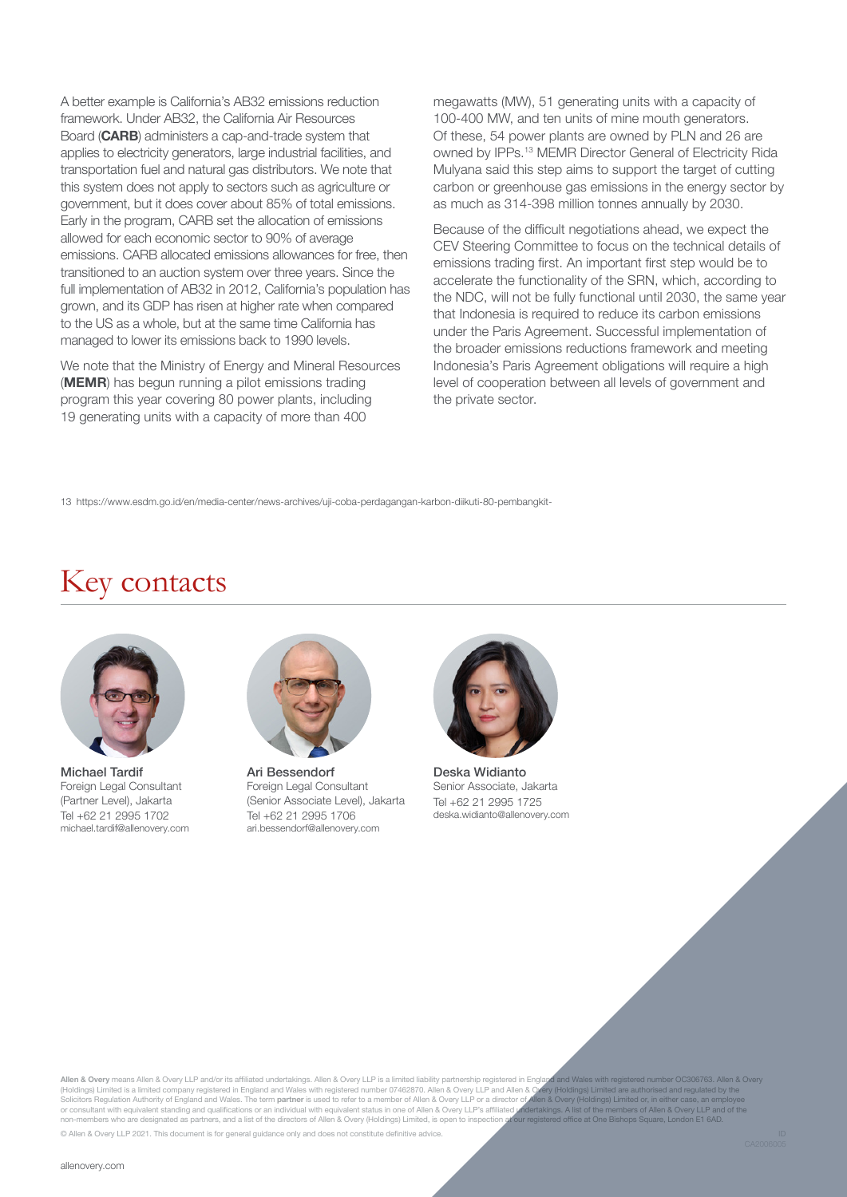A better example is California's AB32 emissions reduction framework. Under AB32, the California Air Resources Board (**CARB**) administers a cap-and-trade system that applies to electricity generators, large industrial facilities, and transportation fuel and natural gas distributors. We note that this system does not apply to sectors such as agriculture or government, but it does cover about 85% of total emissions. Early in the program, CARB set the allocation of emissions allowed for each economic sector to 90% of average emissions. CARB allocated emissions allowances for free, then transitioned to an auction system over three years. Since the full implementation of AB32 in 2012, California's population has grown, and its GDP has risen at higher rate when compared to the US as a whole, but at the same time California has managed to lower its emissions back to 1990 levels.

We note that the Ministry of Energy and Mineral Resources (**MEMR**) has begun running a pilot emissions trading program this year covering 80 power plants, including 19 generating units with a capacity of more than 400 megawatts (MW), 51 generating units with a capacity of 100-400 MW, and ten units of mine mouth generators. Of these, 54 power plants are owned by PLN and 26 are owned by IPPs.[13] MEMR Director General of Electricity Rida Mulyana said this step aims to support the target of cutting carbon or greenhouse gas emissions in the energy sector by as much as 314-398 million tonnes annually by 2030.

Because of the difficult negotiations ahead, we expect the CEV Steering Committee to focus on the technical details of emissions trading first. An important first step would be to accelerate the functionality of the SRN, which, according to the NDC, will not be fully functional until 2030, the same year that Indonesia is required to reduce its carbon emissions under the Paris Agreement. Successful implementation of the broader emissions reductions framework and meeting Indonesia's Paris Agreement obligations will require a high level of cooperation between all levels of government and the private sector.

13 https://www.esdm.go.id/en/media-center/news-archives/uji-coba-perdagangan-karbon-diikuti-80-pembangkit-

# Key contacts

**Michael Tardif**
Foreign Legal Consultant (Partner Level), Jakarta
Tel +62 21 2995 1702
michael.tardif@allenovery.com

**Ari Bessendorf**
Foreign Legal Consultant (Senior Associate Level), Jakarta
Tel +62 21 2995 1706
ari.bessendorf@allenovery.com

**Deska Widianto**
Senior Associate, Jakarta
Tel +62 21 2995 1725
deska.widianto@allenovery.com

**Allen & Overy** means Allen & Overy LLP and/or its affiliated undertakings. Allen & Overy LLP is a limited liability partnership registered in England and Wales with registered number OC306763. Allen & Overy (Holdings) Limited is a limited company registered in England and Wales with registered number 07462870. Allen & Overy LLP and Allen & Overy (Holdings) Limited are authorised and regulated by the Solicitors Regulation Authority of England and Wales. The term **partner** is used to refer to a member of Allen & Overy LLP or a director of Allen & Overy (Holdings) Limited or, in either case, an employee or consultant with equivalent standing and qualifications or an individual with equivalent status in one of Allen & Overy LLP's affiliated undertakings. A list of the members of Allen & Overy LLP and of the non-members who are designated as partners, and a list of the directors of Allen & Overy (Holdings) Limited, is open to inspection at our registered office at One Bishops Square, London E1 6AD.

© Allen & Overy LLP 2021. This document is for general guidance only and does not constitute definitive advice.

ID
CA2006008

allenovery.com